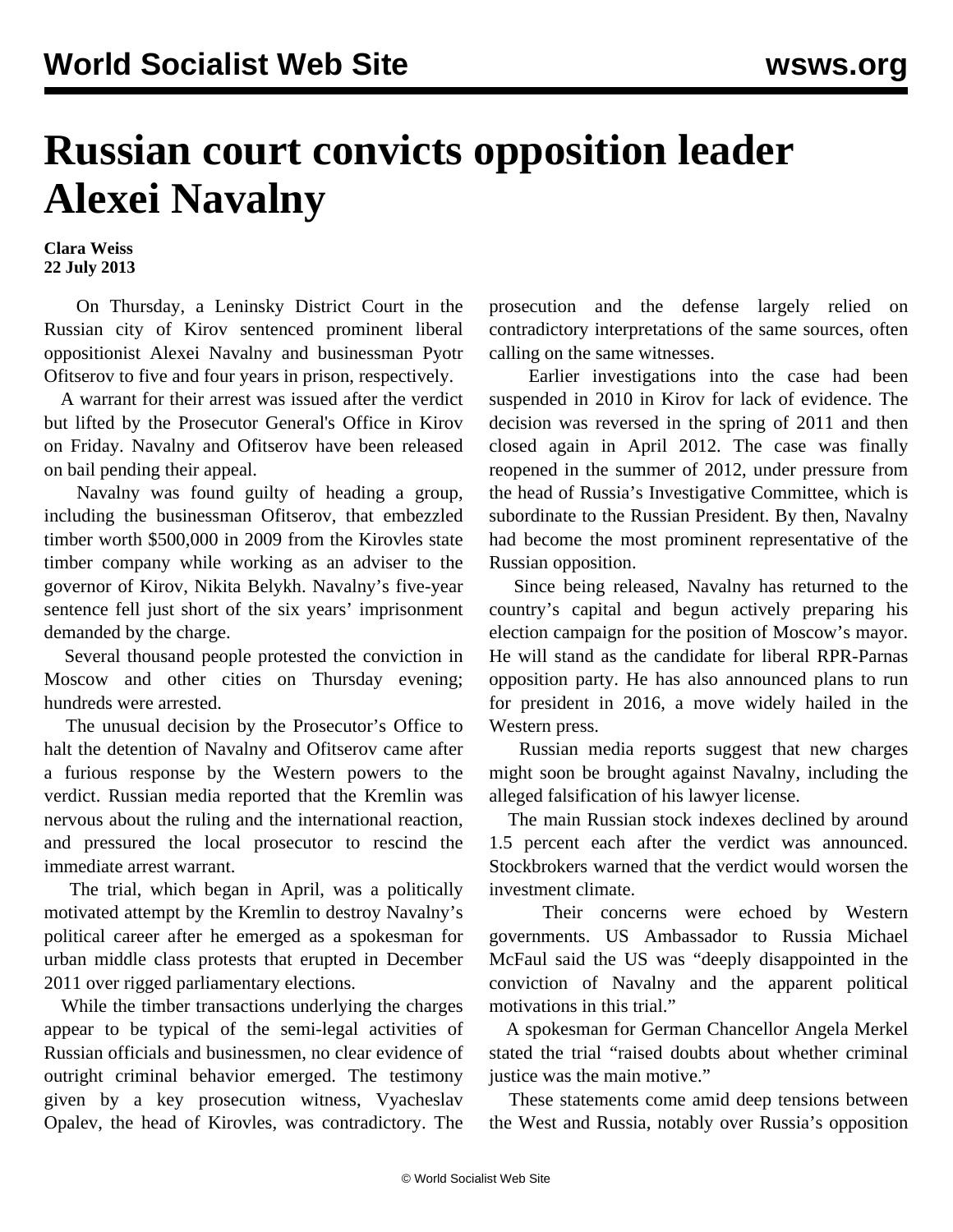# Russian court convicts opposition leader Alexei Navalny

**Clara Weiss**
**22 July 2013**

On Thursday, a Leninsky District Court in the Russian city of Kirov sentenced prominent liberal oppositionist Alexei Navalny and businessman Pyotr Ofitserov to five and four years in prison, respectively.

A warrant for their arrest was issued after the verdict but lifted by the Prosecutor General's Office in Kirov on Friday. Navalny and Ofitserov have been released on bail pending their appeal.

Navalny was found guilty of heading a group, including the businessman Ofitserov, that embezzled timber worth $500,000 in 2009 from the Kirovles state timber company while working as an adviser to the governor of Kirov, Nikita Belykh. Navalny's five-year sentence fell just short of the six years' imprisonment demanded by the charge.

Several thousand people protested the conviction in Moscow and other cities on Thursday evening; hundreds were arrested.

The unusual decision by the Prosecutor's Office to halt the detention of Navalny and Ofitserov came after a furious response by the Western powers to the verdict. Russian media reported that the Kremlin was nervous about the ruling and the international reaction, and pressured the local prosecutor to rescind the immediate arrest warrant.

The trial, which began in April, was a politically motivated attempt by the Kremlin to destroy Navalny's political career after he emerged as a spokesman for urban middle class protests that erupted in December 2011 over rigged parliamentary elections.

While the timber transactions underlying the charges appear to be typical of the semi-legal activities of Russian officials and businessmen, no clear evidence of outright criminal behavior emerged. The testimony given by a key prosecution witness, Vyacheslav Opalev, the head of Kirovles, was contradictory. The prosecution and the defense largely relied on contradictory interpretations of the same sources, often calling on the same witnesses.

Earlier investigations into the case had been suspended in 2010 in Kirov for lack of evidence. The decision was reversed in the spring of 2011 and then closed again in April 2012. The case was finally reopened in the summer of 2012, under pressure from the head of Russia's Investigative Committee, which is subordinate to the Russian President. By then, Navalny had become the most prominent representative of the Russian opposition.

Since being released, Navalny has returned to the country's capital and begun actively preparing his election campaign for the position of Moscow's mayor. He will stand as the candidate for liberal RPR-Parnas opposition party. He has also announced plans to run for president in 2016, a move widely hailed in the Western press.

Russian media reports suggest that new charges might soon be brought against Navalny, including the alleged falsification of his lawyer license.

The main Russian stock indexes declined by around 1.5 percent each after the verdict was announced. Stockbrokers warned that the verdict would worsen the investment climate.

Their concerns were echoed by Western governments. US Ambassador to Russia Michael McFaul said the US was "deeply disappointed in the conviction of Navalny and the apparent political motivations in this trial."

A spokesman for German Chancellor Angela Merkel stated the trial "raised doubts about whether criminal justice was the main motive."

These statements come amid deep tensions between the West and Russia, notably over Russia's opposition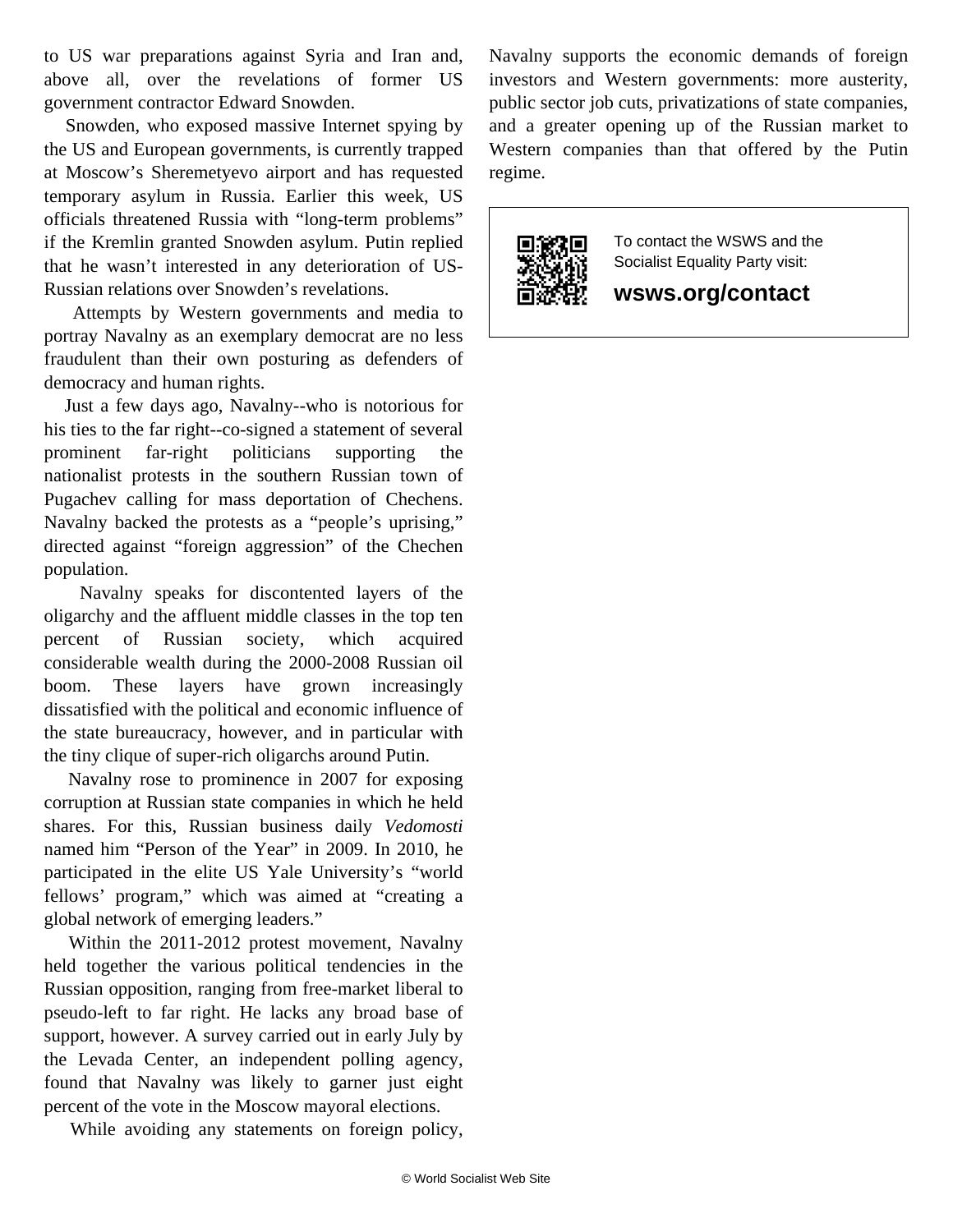to US war preparations against Syria and Iran and, above all, over the revelations of former US government contractor Edward Snowden.

Snowden, who exposed massive Internet spying by the US and European governments, is currently trapped at Moscow's Sheremetyevo airport and has requested temporary asylum in Russia. Earlier this week, US officials threatened Russia with "long-term problems" if the Kremlin granted Snowden asylum. Putin replied that he wasn't interested in any deterioration of US-Russian relations over Snowden's revelations.

Attempts by Western governments and media to portray Navalny as an exemplary democrat are no less fraudulent than their own posturing as defenders of democracy and human rights.

Just a few days ago, Navalny--who is notorious for his ties to the far right--co-signed a statement of several prominent far-right politicians supporting the nationalist protests in the southern Russian town of Pugachev calling for mass deportation of Chechens. Navalny backed the protests as a "people's uprising," directed against "foreign aggression" of the Chechen population.

Navalny speaks for discontented layers of the oligarchy and the affluent middle classes in the top ten percent of Russian society, which acquired considerable wealth during the 2000-2008 Russian oil boom. These layers have grown increasingly dissatisfied with the political and economic influence of the state bureaucracy, however, and in particular with the tiny clique of super-rich oligarchs around Putin.

Navalny rose to prominence in 2007 for exposing corruption at Russian state companies in which he held shares. For this, Russian business daily *Vedomosti* named him "Person of the Year" in 2009. In 2010, he participated in the elite US Yale University's "world fellows' program," which was aimed at "creating a global network of emerging leaders."

Within the 2011-2012 protest movement, Navalny held together the various political tendencies in the Russian opposition, ranging from free-market liberal to pseudo-left to far right. He lacks any broad base of support, however. A survey carried out in early July by the Levada Center, an independent polling agency, found that Navalny was likely to garner just eight percent of the vote in the Moscow mayoral elections.

While avoiding any statements on foreign policy, Navalny supports the economic demands of foreign investors and Western governments: more austerity, public sector job cuts, privatizations of state companies, and a greater opening up of the Russian market to Western companies than that offered by the Putin regime.

To contact the WSWS and the Socialist Equality Party visit:

**wsws.org/contact**